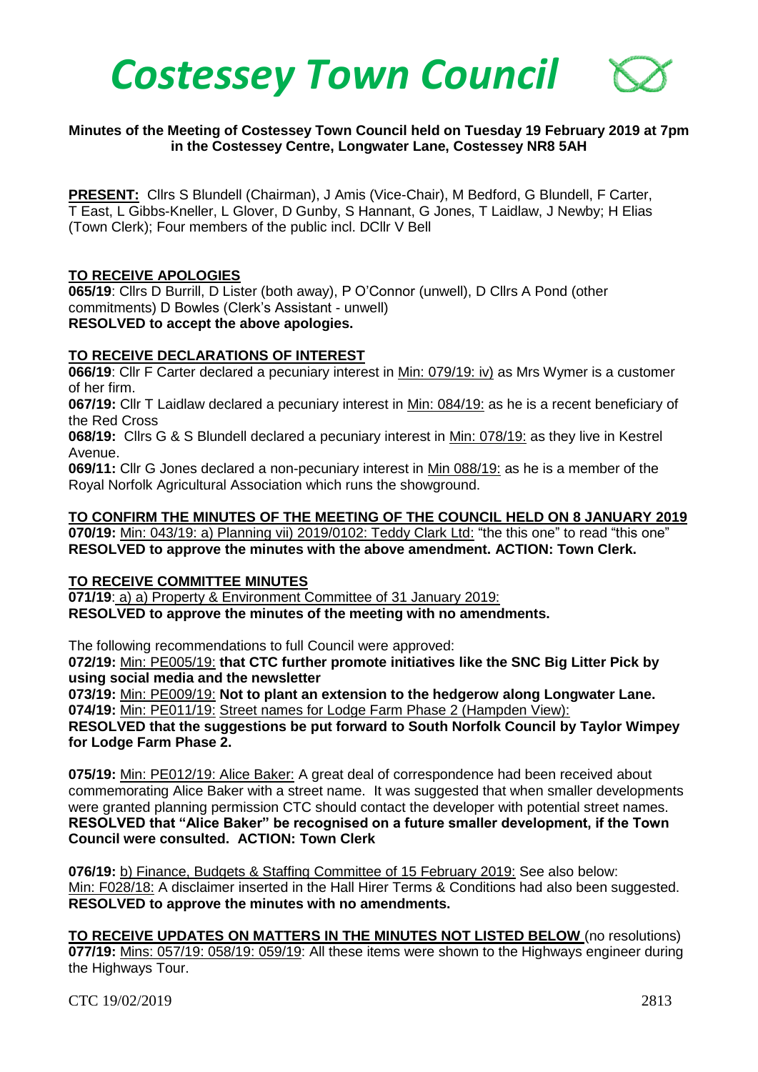# *Costessey Town Council*

**Minutes of the Meeting of Costessey Town Council held on Tuesday 19 February 2019 at 7pm in the Costessey Centre, Longwater Lane, Costessey NR8 5AH**

**PRESENT:** Cllrs S Blundell (Chairman), J Amis (Vice-Chair), M Bedford, G Blundell, F Carter, T East, L Gibbs-Kneller, L Glover, D Gunby, S Hannant, G Jones, T Laidlaw, J Newby; H Elias (Town Clerk); Four members of the public incl. DCllr V Bell

## TO RECEIVE APOLOGIES

**065/19**: Cllrs D Burrill, D Lister (both away), P O'Connor (unwell), D Cllrs A Pond (other commitments) D Bowles (Clerk's Assistant - unwell)
**RESOLVED to accept the above apologies.**

## TO RECEIVE DECLARATIONS OF INTEREST

**066/19**: Cllr F Carter declared a pecuniary interest in Min: 079/19: iv) as Mrs Wymer is a customer of her firm.

**067/19:** Cllr T Laidlaw declared a pecuniary interest in Min: 084/19: as he is a recent beneficiary of the Red Cross

**068/19:** Cllrs G & S Blundell declared a pecuniary interest in Min: 078/19: as they live in Kestrel Avenue.

**069/11:** Cllr G Jones declared a non-pecuniary interest in Min 088/19: as he is a member of the Royal Norfolk Agricultural Association which runs the showground.

## TO CONFIRM THE MINUTES OF THE MEETING OF THE COUNCIL HELD ON 8 JANUARY 2019

**070/19:** Min: 043/19: a) Planning vii) 2019/0102: Teddy Clark Ltd: "the this one" to read "this one"
**RESOLVED to approve the minutes with the above amendment. ACTION: Town Clerk.**

## TO RECEIVE COMMITTEE MINUTES

**071/19**: a) a) Property & Environment Committee of 31 January 2019:
**RESOLVED to approve the minutes of the meeting with no amendments.**

The following recommendations to full Council were approved:

**072/19:** Min: PE005/19: **that CTC further promote initiatives like the SNC Big Litter Pick by using social media and the newsletter**

**073/19:** Min: PE009/19: **Not to plant an extension to the hedgerow along Longwater Lane.**

**074/19:** Min: PE011/19: Street names for Lodge Farm Phase 2 (Hampden View):
**RESOLVED that the suggestions be put forward to South Norfolk Council by Taylor Wimpey for Lodge Farm Phase 2.**

**075/19:** Min: PE012/19: Alice Baker: A great deal of correspondence had been received about commemorating Alice Baker with a street name. It was suggested that when smaller developments were granted planning permission CTC should contact the developer with potential street names.
**RESOLVED that "Alice Baker" be recognised on a future smaller development, if the Town Council were consulted. ACTION: Town Clerk**

**076/19:** b) Finance, Budgets & Staffing Committee of 15 February 2019: See also below:
Min: F028/18: A disclaimer inserted in the Hall Hirer Terms & Conditions had also been suggested.
**RESOLVED to approve the minutes with no amendments.**

## TO RECEIVE UPDATES ON MATTERS IN THE MINUTES NOT LISTED BELOW (no resolutions)

**077/19:** Mins: 057/19: 058/19: 059/19: All these items were shown to the Highways engineer during the Highways Tour.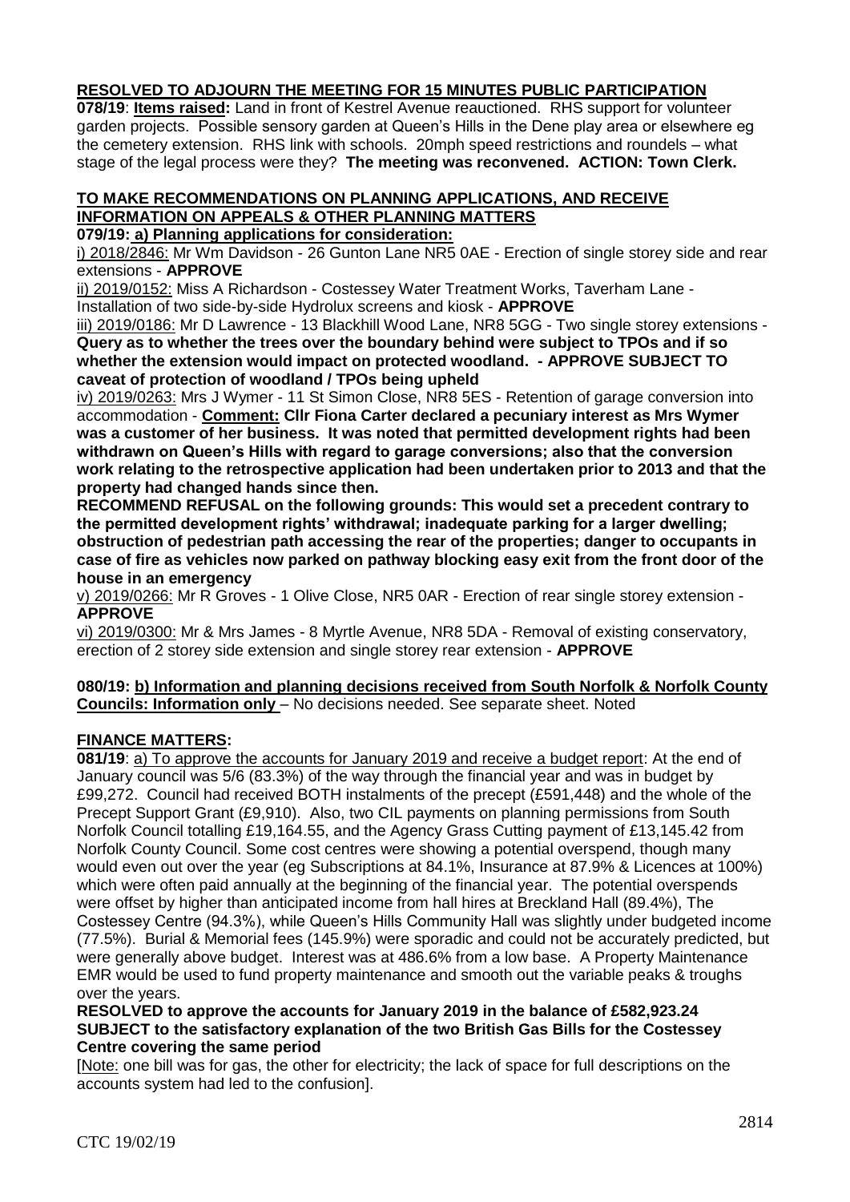**RESOLVED TO ADJOURN THE MEETING FOR 15 MINUTES PUBLIC PARTICIPATION**

**078/19**: **Items raised:** Land in front of Kestrel Avenue reauctioned. RHS support for volunteer garden projects. Possible sensory garden at Queen's Hills in the Dene play area or elsewhere eg the cemetery extension. RHS link with schools. 20mph speed restrictions and roundels – what stage of the legal process were they? **The meeting was reconvened. ACTION: Town Clerk.**

**TO MAKE RECOMMENDATIONS ON PLANNING APPLICATIONS, AND RECEIVE INFORMATION ON APPEALS & OTHER PLANNING MATTERS**

**079/19: a) Planning applications for consideration:**

i) 2018/2846: Mr Wm Davidson - 26 Gunton Lane NR5 0AE - Erection of single storey side and rear extensions - **APPROVE**

ii) 2019/0152: Miss A Richardson - Costessey Water Treatment Works, Taverham Lane - Installation of two side-by-side Hydrolux screens and kiosk - **APPROVE**

iii) 2019/0186: Mr D Lawrence - 13 Blackhill Wood Lane, NR8 5GG - Two single storey extensions - **Query as to whether the trees over the boundary behind were subject to TPOs and if so whether the extension would impact on protected woodland. - APPROVE SUBJECT TO caveat of protection of woodland / TPOs being upheld**

iv) 2019/0263: Mrs J Wymer - 11 St Simon Close, NR8 5ES - Retention of garage conversion into accommodation - **Comment: Cllr Fiona Carter declared a pecuniary interest as Mrs Wymer was a customer of her business. It was noted that permitted development rights had been withdrawn on Queen's Hills with regard to garage conversions; also that the conversion work relating to the retrospective application had been undertaken prior to 2013 and that the property had changed hands since then.**

**RECOMMEND REFUSAL on the following grounds: This would set a precedent contrary to the permitted development rights' withdrawal; inadequate parking for a larger dwelling; obstruction of pedestrian path accessing the rear of the properties; danger to occupants in case of fire as vehicles now parked on pathway blocking easy exit from the front door of the house in an emergency**

v) 2019/0266: Mr R Groves - 1 Olive Close, NR5 0AR - Erection of rear single storey extension - **APPROVE**

vi) 2019/0300: Mr & Mrs James - 8 Myrtle Avenue, NR8 5DA - Removal of existing conservatory, erection of 2 storey side extension and single storey rear extension - **APPROVE**

**080/19: b) Information and planning decisions received from South Norfolk & Norfolk County Councils: Information only** – No decisions needed. See separate sheet. Noted

**FINANCE MATTERS:**

**081/19**: a) To approve the accounts for January 2019 and receive a budget report: At the end of January council was 5/6 (83.3%) of the way through the financial year and was in budget by £99,272. Council had received BOTH instalments of the precept (£591,448) and the whole of the Precept Support Grant (£9,910). Also, two CIL payments on planning permissions from South Norfolk Council totalling £19,164.55, and the Agency Grass Cutting payment of £13,145.42 from Norfolk County Council. Some cost centres were showing a potential overspend, though many would even out over the year (eg Subscriptions at 84.1%, Insurance at 87.9% & Licences at 100%) which were often paid annually at the beginning of the financial year. The potential overspends were offset by higher than anticipated income from hall hires at Breckland Hall (89.4%), The Costessey Centre (94.3%), while Queen's Hills Community Hall was slightly under budgeted income (77.5%). Burial & Memorial fees (145.9%) were sporadic and could not be accurately predicted, but were generally above budget. Interest was at 486.6% from a low base. A Property Maintenance EMR would be used to fund property maintenance and smooth out the variable peaks & troughs over the years.

**RESOLVED to approve the accounts for January 2019 in the balance of £582,923.24 SUBJECT to the satisfactory explanation of the two British Gas Bills for the Costessey Centre covering the same period**

[Note: one bill was for gas, the other for electricity; the lack of space for full descriptions on the accounts system had led to the confusion].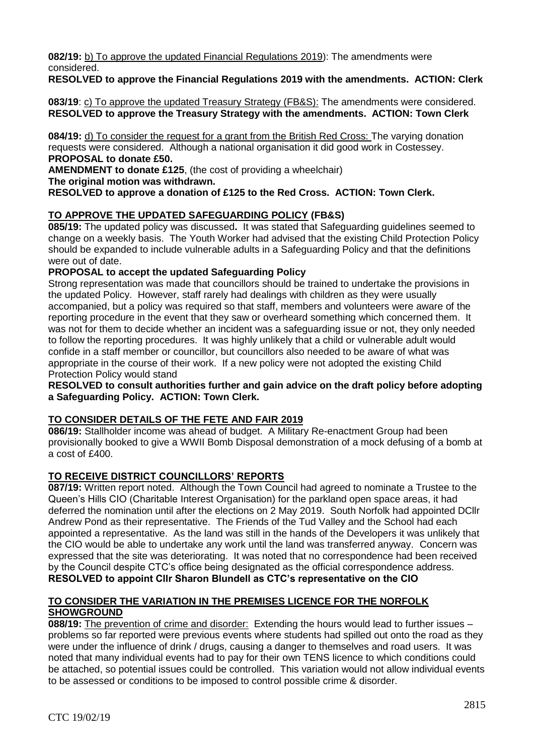**082/19:** <u>b) To approve the updated Financial Regulations 2019)</u>: The amendments were considered.
**RESOLVED to approve the Financial Regulations 2019 with the amendments. ACTION: Clerk**

**083/19**: <u>c) To approve the updated Treasury Strategy (FB&S):</u> The amendments were considered.
**RESOLVED to approve the Treasury Strategy with the amendments. ACTION: Town Clerk**

**084/19:** <u>d) To consider the request for a grant from the British Red Cross:</u> The varying donation requests were considered. Although a national organisation it did good work in Costessey.
**PROPOSAL to donate £50.**
**AMENDMENT to donate £125**, (the cost of providing a wheelchair)
**The original motion was withdrawn.**
**RESOLVED to approve a donation of £125 to the Red Cross. ACTION: Town Clerk.**

## TO APPROVE THE UPDATED SAFEGUARDING POLICY (FB&S)

**085/19:** The updated policy was discussed**.** It was stated that Safeguarding guidelines seemed to change on a weekly basis. The Youth Worker had advised that the existing Child Protection Policy should be expanded to include vulnerable adults in a Safeguarding Policy and that the definitions were out of date.

**PROPOSAL to accept the updated Safeguarding Policy**

Strong representation was made that councillors should be trained to undertake the provisions in the updated Policy. However, staff rarely had dealings with children as they were usually accompanied, but a policy was required so that staff, members and volunteers were aware of the reporting procedure in the event that they saw or overheard something which concerned them. It was not for them to decide whether an incident was a safeguarding issue or not, they only needed to follow the reporting procedures. It was highly unlikely that a child or vulnerable adult would confide in a staff member or councillor, but councillors also needed to be aware of what was appropriate in the course of their work. If a new policy were not adopted the existing Child Protection Policy would stand

**RESOLVED to consult authorities further and gain advice on the draft policy before adopting a Safeguarding Policy. ACTION: Town Clerk.**

## TO CONSIDER DETAILS OF THE FETE AND FAIR 2019

**086/19:** Stallholder income was ahead of budget. A Military Re-enactment Group had been provisionally booked to give a WWII Bomb Disposal demonstration of a mock defusing of a bomb at a cost of £400.

## TO RECEIVE DISTRICT COUNCILLORS' REPORTS

**087/19:** Written report noted. Although the Town Council had agreed to nominate a Trustee to the Queen's Hills CIO (Charitable Interest Organisation) for the parkland open space areas, it had deferred the nomination until after the elections on 2 May 2019. South Norfolk had appointed DCllr Andrew Pond as their representative. The Friends of the Tud Valley and the School had each appointed a representative. As the land was still in the hands of the Developers it was unlikely that the CIO would be able to undertake any work until the land was transferred anyway. Concern was expressed that the site was deteriorating. It was noted that no correspondence had been received by the Council despite CTC's office being designated as the official correspondence address.
**RESOLVED to appoint Cllr Sharon Blundell as CTC's representative on the CIO**

## TO CONSIDER THE VARIATION IN THE PREMISES LICENCE FOR THE NORFOLK SHOWGROUND

**088/19:** <u>The prevention of crime and disorder:</u> Extending the hours would lead to further issues – problems so far reported were previous events where students had spilled out onto the road as they were under the influence of drink / drugs, causing a danger to themselves and road users. It was noted that many individual events had to pay for their own TENS licence to which conditions could be attached, so potential issues could be controlled. This variation would not allow individual events to be assessed or conditions to be imposed to control possible crime & disorder.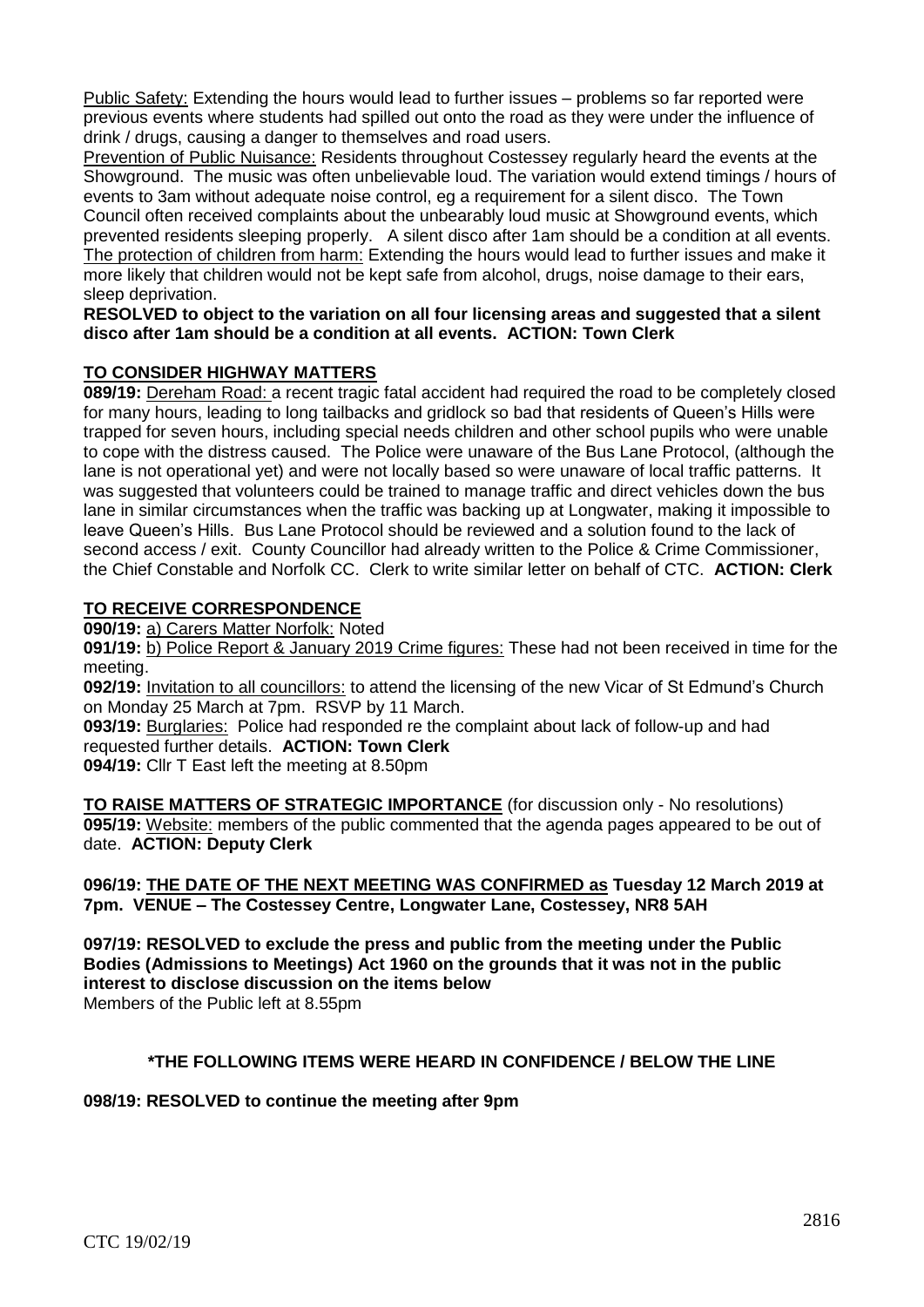<u>Public Safety:</u> Extending the hours would lead to further issues – problems so far reported were previous events where students had spilled out onto the road as they were under the influence of drink / drugs, causing a danger to themselves and road users.

<u>Prevention of Public Nuisance:</u> Residents throughout Costessey regularly heard the events at the Showground. The music was often unbelievable loud. The variation would extend timings / hours of events to 3am without adequate noise control, eg a requirement for a silent disco. The Town Council often received complaints about the unbearably loud music at Showground events, which prevented residents sleeping properly. A silent disco after 1am should be a condition at all events.

<u>The protection of children from harm:</u> Extending the hours would lead to further issues and make it more likely that children would not be kept safe from alcohol, drugs, noise damage to their ears, sleep deprivation.

**RESOLVED to object to the variation on all four licensing areas and suggested that a silent disco after 1am should be a condition at all events. ACTION: Town Clerk**

## TO CONSIDER HIGHWAY MATTERS

**089/19:** <u>Dereham Road:</u> a recent tragic fatal accident had required the road to be completely closed for many hours, leading to long tailbacks and gridlock so bad that residents of Queen's Hills were trapped for seven hours, including special needs children and other school pupils who were unable to cope with the distress caused. The Police were unaware of the Bus Lane Protocol, (although the lane is not operational yet) and were not locally based so were unaware of local traffic patterns. It was suggested that volunteers could be trained to manage traffic and direct vehicles down the bus lane in similar circumstances when the traffic was backing up at Longwater, making it impossible to leave Queen's Hills. Bus Lane Protocol should be reviewed and a solution found to the lack of second access / exit. County Councillor had already written to the Police & Crime Commissioner, the Chief Constable and Norfolk CC. Clerk to write similar letter on behalf of CTC. **ACTION: Clerk**

## TO RECEIVE CORRESPONDENCE

**090/19:** <u>a) Carers Matter Norfolk:</u> Noted

**091/19:** <u>b) Police Report & January 2019 Crime figures:</u> These had not been received in time for the meeting.

**092/19:** <u>Invitation to all councillors:</u> to attend the licensing of the new Vicar of St Edmund's Church on Monday 25 March at 7pm. RSVP by 11 March.

**093/19:** <u>Burglaries:</u> Police had responded re the complaint about lack of follow-up and had requested further details. **ACTION: Town Clerk**

**094/19:** Cllr T East left the meeting at 8.50pm

**TO RAISE MATTERS OF STRATEGIC IMPORTANCE** (for discussion only - No resolutions)

**095/19:** <u>Website:</u> members of the public commented that the agenda pages appeared to be out of date. **ACTION: Deputy Clerk**

**096/19: THE DATE OF THE NEXT MEETING WAS CONFIRMED as Tuesday 12 March 2019 at 7pm. VENUE – The Costessey Centre, Longwater Lane, Costessey, NR8 5AH**

**097/19: RESOLVED to exclude the press and public from the meeting under the Public Bodies (Admissions to Meetings) Act 1960 on the grounds that it was not in the public interest to disclose discussion on the items below**

Members of the Public left at 8.55pm

**\*THE FOLLOWING ITEMS WERE HEARD IN CONFIDENCE / BELOW THE LINE**

**098/19: RESOLVED to continue the meeting after 9pm**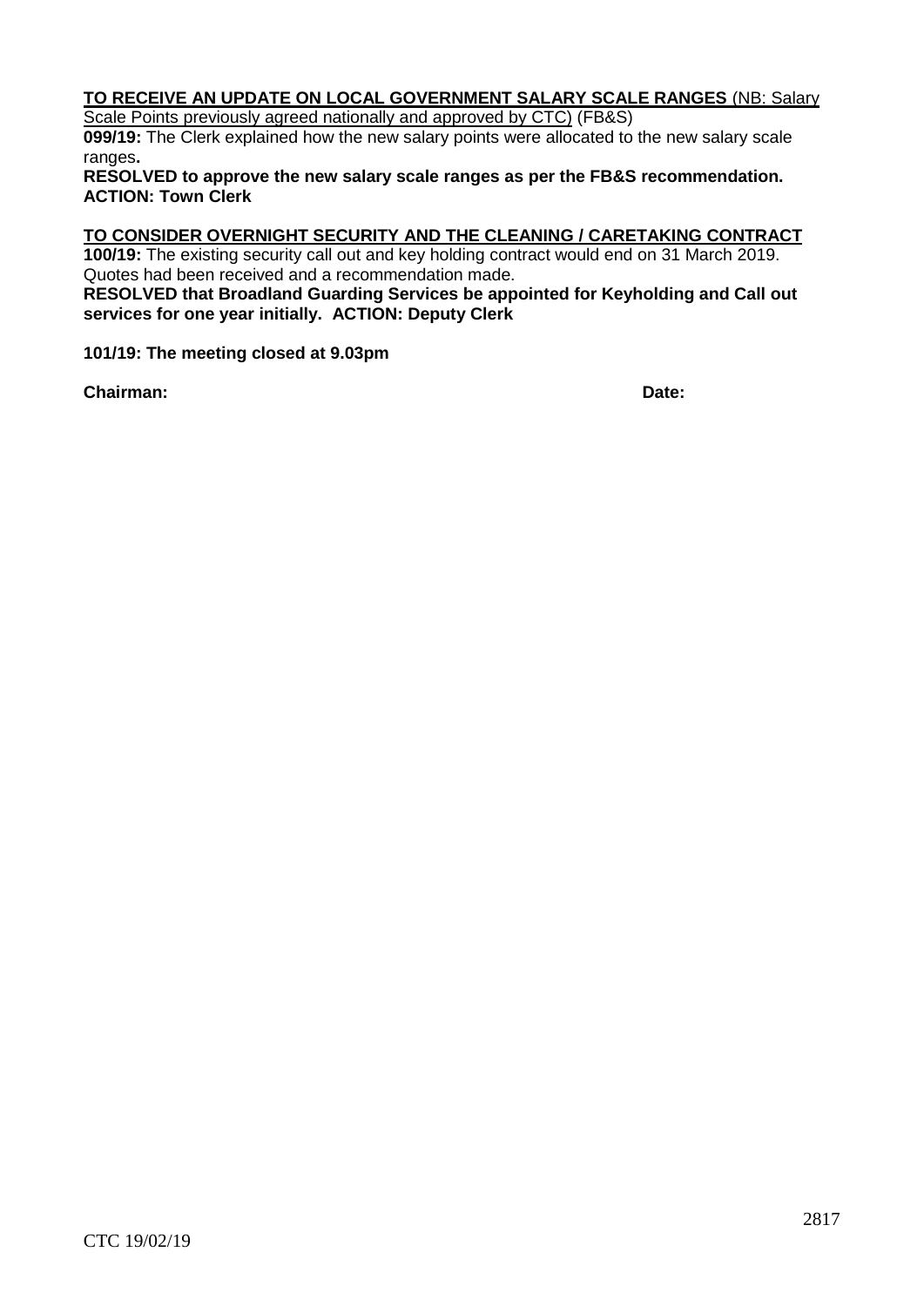**TO RECEIVE AN UPDATE ON LOCAL GOVERNMENT SALARY SCALE RANGES** (NB: Salary Scale Points previously agreed nationally and approved by CTC) (FB&S)

**099/19:** The Clerk explained how the new salary points were allocated to the new salary scale ranges**.**

**RESOLVED to approve the new salary scale ranges as per the FB&S recommendation. ACTION: Town Clerk**

**TO CONSIDER OVERNIGHT SECURITY AND THE CLEANING / CARETAKING CONTRACT**

**100/19:** The existing security call out and key holding contract would end on 31 March 2019. Quotes had been received and a recommendation made.

**RESOLVED that Broadland Guarding Services be appointed for Keyholding and Call out services for one year initially. ACTION: Deputy Clerk**

**101/19: The meeting closed at 9.03pm**

**Chairman:** **Date:**